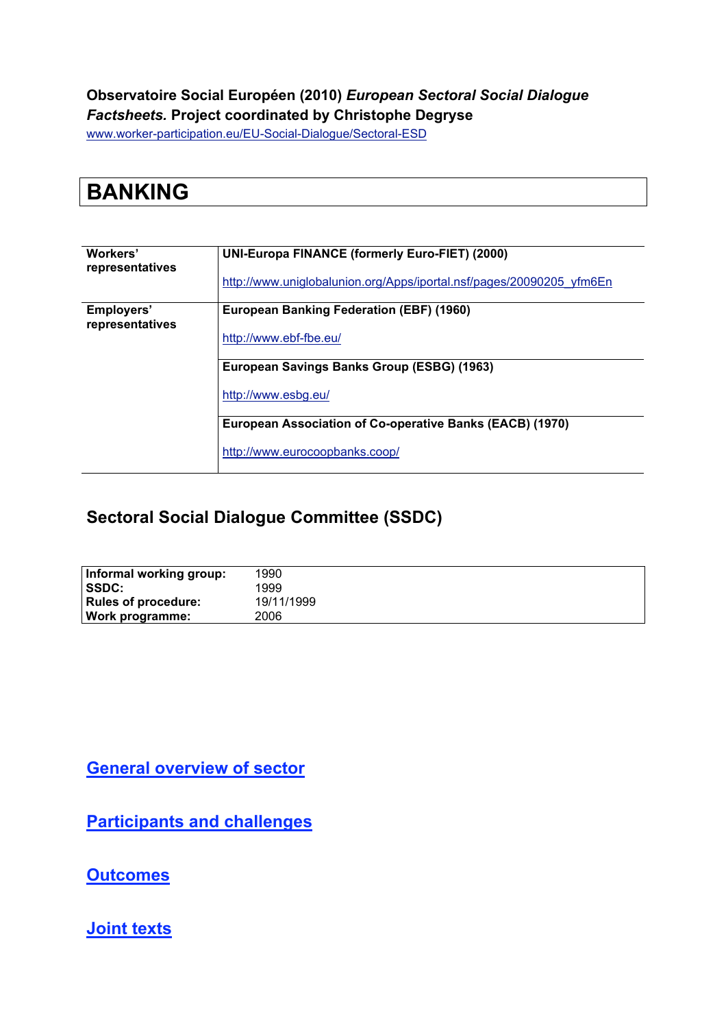**Observatoire Social Européen (2010) *European Sectoral Social Dialogue Factsheets.* Project coordinated by Christophe Degryse**

www.worker-participation.eu/EU-Social-Dialogue/Sectoral-ESD

# BANKING

| | |
|---|---|
| **Workers' representatives** | **UNI-Europa FINANCE (formerly Euro-FIET) (2000)**<br><br>http://www.uniglobalunion.org/Apps/iportal.nsf/pages/20090205_yfm6En |
| **Employers' representatives** | **European Banking Federation (EBF) (1960)**<br><br>http://www.ebf-fbe.eu/ |
| | **European Savings Banks Group (ESBG) (1963)**<br><br>http://www.esbg.eu/ |
| | **European Association of Co-operative Banks (EACB) (1970)**<br><br>http://www.eurocoopbanks.coop/ |

## Sectoral Social Dialogue Committee (SSDC)

| | |
|---|---|
| **Informal working group:** | 1990 |
| **SSDC:** | 1999 |
| **Rules of procedure:** | 19/11/1999 |
| **Work programme:** | 2006 |

## General overview of sector

## Participants and challenges

## Outcomes

## Joint texts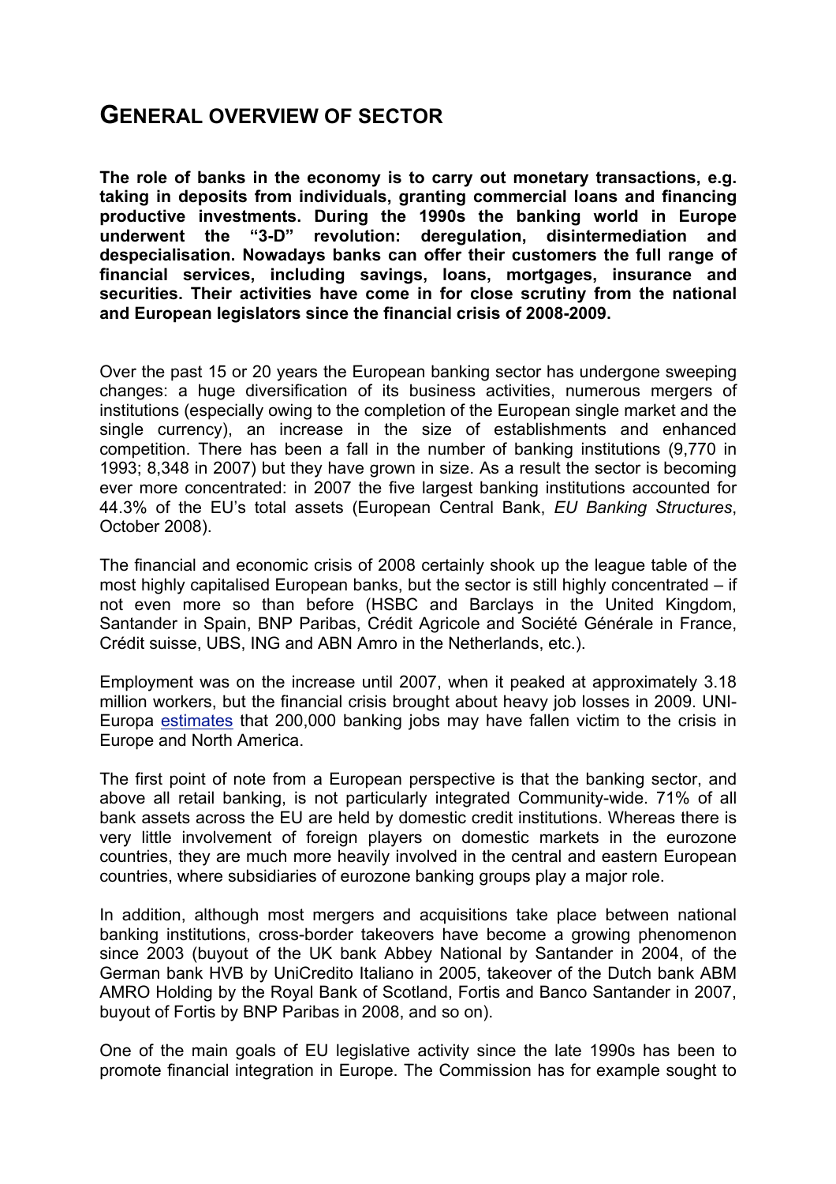## GENERAL OVERVIEW OF SECTOR

**The role of banks in the economy is to carry out monetary transactions, e.g. taking in deposits from individuals, granting commercial loans and financing productive investments. During the 1990s the banking world in Europe underwent the "3-D" revolution: deregulation, disintermediation and despecialisation. Nowadays banks can offer their customers the full range of financial services, including savings, loans, mortgages, insurance and securities. Their activities have come in for close scrutiny from the national and European legislators since the financial crisis of 2008-2009.**

Over the past 15 or 20 years the European banking sector has undergone sweeping changes: a huge diversification of its business activities, numerous mergers of institutions (especially owing to the completion of the European single market and the single currency), an increase in the size of establishments and enhanced competition. There has been a fall in the number of banking institutions (9,770 in 1993; 8,348 in 2007) but they have grown in size. As a result the sector is becoming ever more concentrated: in 2007 the five largest banking institutions accounted for 44.3% of the EU's total assets (European Central Bank, *EU Banking Structures*, October 2008).

The financial and economic crisis of 2008 certainly shook up the league table of the most highly capitalised European banks, but the sector is still highly concentrated – if not even more so than before (HSBC and Barclays in the United Kingdom, Santander in Spain, BNP Paribas, Crédit Agricole and Société Générale in France, Crédit suisse, UBS, ING and ABN Amro in the Netherlands, etc.).

Employment was on the increase until 2007, when it peaked at approximately 3.18 million workers, but the financial crisis brought about heavy job losses in 2009. UNI-Europa estimates that 200,000 banking jobs may have fallen victim to the crisis in Europe and North America.

The first point of note from a European perspective is that the banking sector, and above all retail banking, is not particularly integrated Community-wide. 71% of all bank assets across the EU are held by domestic credit institutions. Whereas there is very little involvement of foreign players on domestic markets in the eurozone countries, they are much more heavily involved in the central and eastern European countries, where subsidiaries of eurozone banking groups play a major role.

In addition, although most mergers and acquisitions take place between national banking institutions, cross-border takeovers have become a growing phenomenon since 2003 (buyout of the UK bank Abbey National by Santander in 2004, of the German bank HVB by UniCredito Italiano in 2005, takeover of the Dutch bank ABM AMRO Holding by the Royal Bank of Scotland, Fortis and Banco Santander in 2007, buyout of Fortis by BNP Paribas in 2008, and so on).

One of the main goals of EU legislative activity since the late 1990s has been to promote financial integration in Europe. The Commission has for example sought to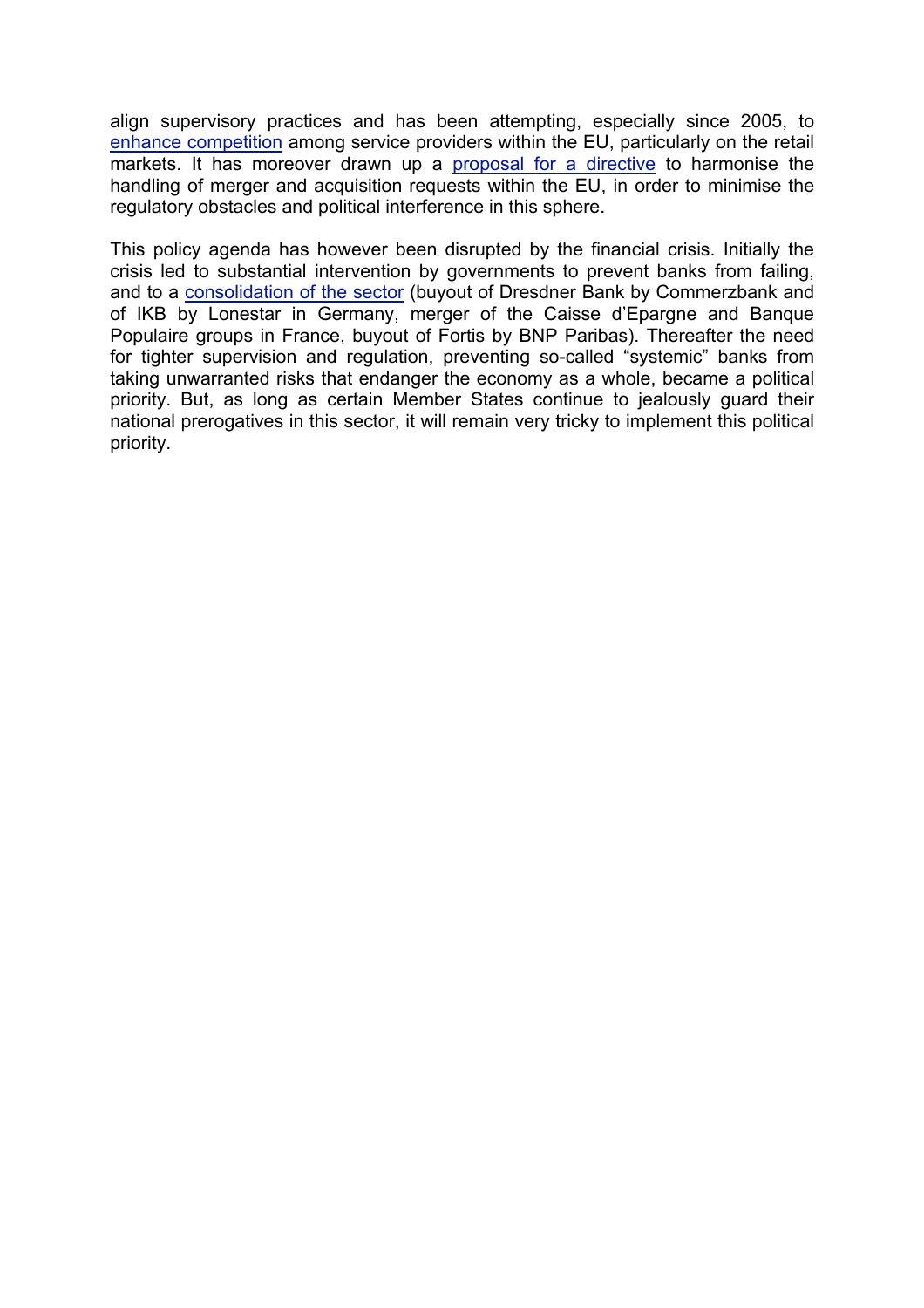align supervisory practices and has been attempting, especially since 2005, to enhance competition among service providers within the EU, particularly on the retail markets. It has moreover drawn up a proposal for a directive to harmonise the handling of merger and acquisition requests within the EU, in order to minimise the regulatory obstacles and political interference in this sphere.

This policy agenda has however been disrupted by the financial crisis. Initially the crisis led to substantial intervention by governments to prevent banks from failing, and to a consolidation of the sector (buyout of Dresdner Bank by Commerzbank and of IKB by Lonestar in Germany, merger of the Caisse d'Epargne and Banque Populaire groups in France, buyout of Fortis by BNP Paribas). Thereafter the need for tighter supervision and regulation, preventing so-called "systemic" banks from taking unwarranted risks that endanger the economy as a whole, became a political priority. But, as long as certain Member States continue to jealously guard their national prerogatives in this sector, it will remain very tricky to implement this political priority.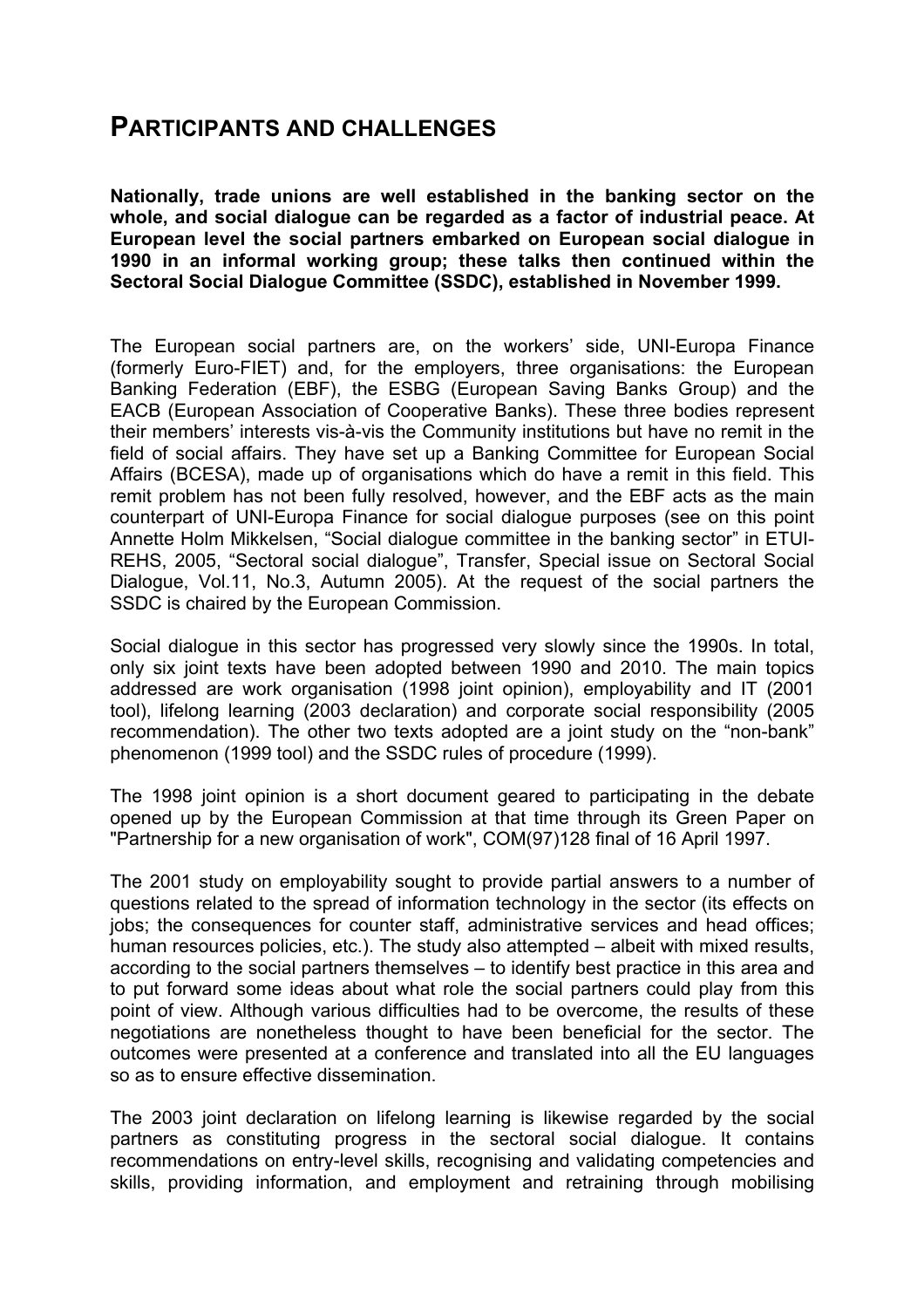## Participants and Challenges

**Nationally, trade unions are well established in the banking sector on the whole, and social dialogue can be regarded as a factor of industrial peace. At European level the social partners embarked on European social dialogue in 1990 in an informal working group; these talks then continued within the Sectoral Social Dialogue Committee (SSDC), established in November 1999.**

The European social partners are, on the workers' side, UNI-Europa Finance (formerly Euro-FIET) and, for the employers, three organisations: the European Banking Federation (EBF), the ESBG (European Saving Banks Group) and the EACB (European Association of Cooperative Banks). These three bodies represent their members' interests vis-à-vis the Community institutions but have no remit in the field of social affairs. They have set up a Banking Committee for European Social Affairs (BCESA), made up of organisations which do have a remit in this field. This remit problem has not been fully resolved, however, and the EBF acts as the main counterpart of UNI-Europa Finance for social dialogue purposes (see on this point Annette Holm Mikkelsen, "Social dialogue committee in the banking sector" in ETUI-REHS, 2005, "Sectoral social dialogue", Transfer, Special issue on Sectoral Social Dialogue, Vol.11, No.3, Autumn 2005). At the request of the social partners the SSDC is chaired by the European Commission.

Social dialogue in this sector has progressed very slowly since the 1990s. In total, only six joint texts have been adopted between 1990 and 2010. The main topics addressed are work organisation (1998 joint opinion), employability and IT (2001 tool), lifelong learning (2003 declaration) and corporate social responsibility (2005 recommendation). The other two texts adopted are a joint study on the "non-bank" phenomenon (1999 tool) and the SSDC rules of procedure (1999).

The 1998 joint opinion is a short document geared to participating in the debate opened up by the European Commission at that time through its Green Paper on "Partnership for a new organisation of work", COM(97)128 final of 16 April 1997.

The 2001 study on employability sought to provide partial answers to a number of questions related to the spread of information technology in the sector (its effects on jobs; the consequences for counter staff, administrative services and head offices; human resources policies, etc.). The study also attempted – albeit with mixed results, according to the social partners themselves – to identify best practice in this area and to put forward some ideas about what role the social partners could play from this point of view. Although various difficulties had to be overcome, the results of these negotiations are nonetheless thought to have been beneficial for the sector. The outcomes were presented at a conference and translated into all the EU languages so as to ensure effective dissemination.

The 2003 joint declaration on lifelong learning is likewise regarded by the social partners as constituting progress in the sectoral social dialogue. It contains recommendations on entry-level skills, recognising and validating competencies and skills, providing information, and employment and retraining through mobilising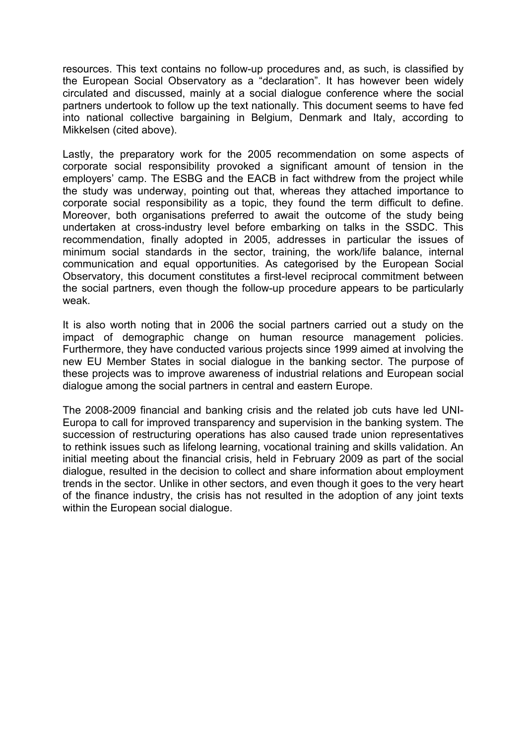resources. This text contains no follow-up procedures and, as such, is classified by the European Social Observatory as a "declaration". It has however been widely circulated and discussed, mainly at a social dialogue conference where the social partners undertook to follow up the text nationally. This document seems to have fed into national collective bargaining in Belgium, Denmark and Italy, according to Mikkelsen (cited above).

Lastly, the preparatory work for the 2005 recommendation on some aspects of corporate social responsibility provoked a significant amount of tension in the employers' camp. The ESBG and the EACB in fact withdrew from the project while the study was underway, pointing out that, whereas they attached importance to corporate social responsibility as a topic, they found the term difficult to define. Moreover, both organisations preferred to await the outcome of the study being undertaken at cross-industry level before embarking on talks in the SSDC. This recommendation, finally adopted in 2005, addresses in particular the issues of minimum social standards in the sector, training, the work/life balance, internal communication and equal opportunities. As categorised by the European Social Observatory, this document constitutes a first-level reciprocal commitment between the social partners, even though the follow-up procedure appears to be particularly weak.

It is also worth noting that in 2006 the social partners carried out a study on the impact of demographic change on human resource management policies. Furthermore, they have conducted various projects since 1999 aimed at involving the new EU Member States in social dialogue in the banking sector. The purpose of these projects was to improve awareness of industrial relations and European social dialogue among the social partners in central and eastern Europe.

The 2008-2009 financial and banking crisis and the related job cuts have led UNI-Europa to call for improved transparency and supervision in the banking system. The succession of restructuring operations has also caused trade union representatives to rethink issues such as lifelong learning, vocational training and skills validation. An initial meeting about the financial crisis, held in February 2009 as part of the social dialogue, resulted in the decision to collect and share information about employment trends in the sector. Unlike in other sectors, and even though it goes to the very heart of the finance industry, the crisis has not resulted in the adoption of any joint texts within the European social dialogue.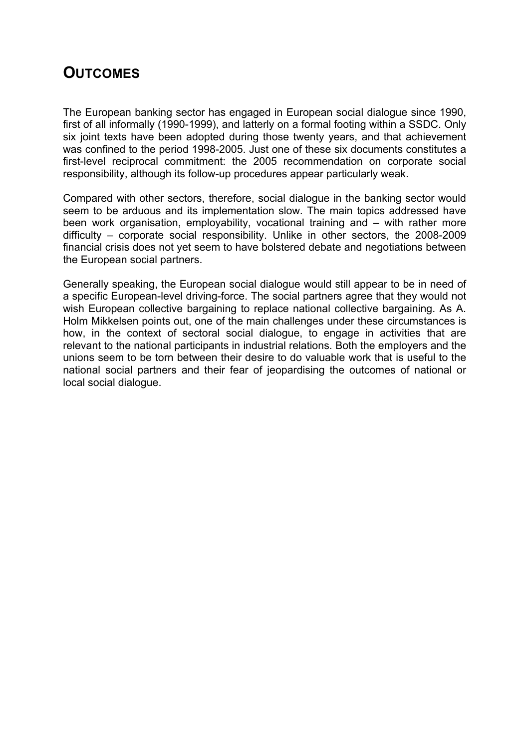## OUTCOMES

The European banking sector has engaged in European social dialogue since 1990, first of all informally (1990-1999), and latterly on a formal footing within a SSDC. Only six joint texts have been adopted during those twenty years, and that achievement was confined to the period 1998-2005. Just one of these six documents constitutes a first-level reciprocal commitment: the 2005 recommendation on corporate social responsibility, although its follow-up procedures appear particularly weak.

Compared with other sectors, therefore, social dialogue in the banking sector would seem to be arduous and its implementation slow. The main topics addressed have been work organisation, employability, vocational training and – with rather more difficulty – corporate social responsibility. Unlike in other sectors, the 2008-2009 financial crisis does not yet seem to have bolstered debate and negotiations between the European social partners.

Generally speaking, the European social dialogue would still appear to be in need of a specific European-level driving-force. The social partners agree that they would not wish European collective bargaining to replace national collective bargaining. As A. Holm Mikkelsen points out, one of the main challenges under these circumstances is how, in the context of sectoral social dialogue, to engage in activities that are relevant to the national participants in industrial relations. Both the employers and the unions seem to be torn between their desire to do valuable work that is useful to the national social partners and their fear of jeopardising the outcomes of national or local social dialogue.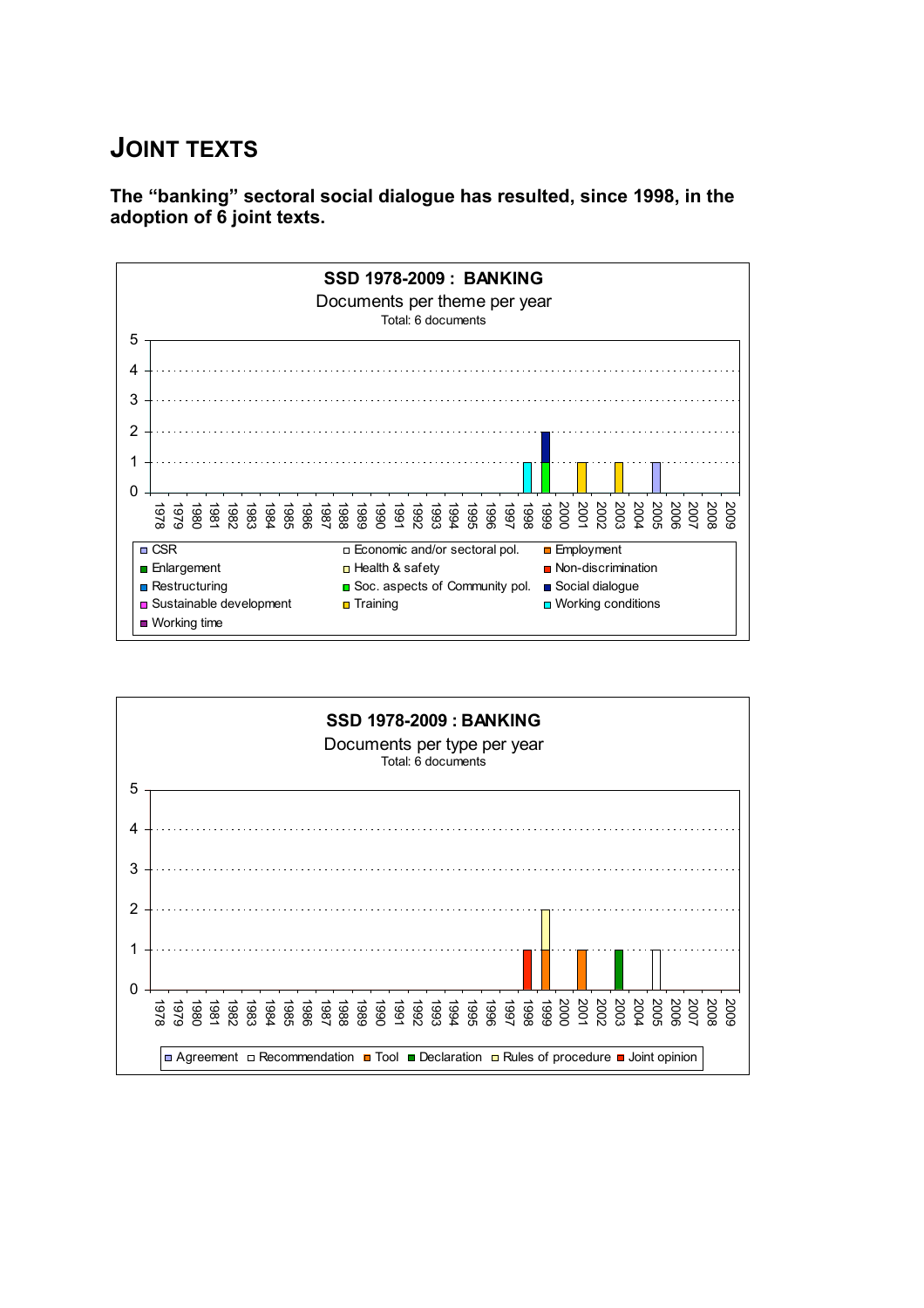# JOINT TEXTS

**The "banking" sectoral social dialogue has resulted, since 1998, in the adoption of 6 joint texts.**

**SSD 1978-2009 : BANKING**

Documents per theme per year

Total: 6 documents

| Year | Theme | Documents |
|---|---|---|
| 1998 | Working conditions | 1 |
| 1999 | Soc. aspects of Community pol. | 1 |
| 1999 | Social dialogue | 1 |
| 2001 | Training | 1 |
| 2003 | Training | 1 |
| 2005 | CSR | 1 |

Legend: CSR; Economic and/or sectoral pol.; Employment; Enlargement; Health & safety; Non-discrimination; Restructuring; Soc. aspects of Community pol.; Social dialogue; Sustainable development; Training; Working conditions; Working time

**SSD 1978-2009 : BANKING**

Documents per type per year

Total: 6 documents

| Year | Type | Documents |
|---|---|---|
| 1998 | Joint opinion | 1 |
| 1999 | Tool | 1 |
| 1999 | Rules of procedure | 1 |
| 2001 | Tool | 1 |
| 2003 | Declaration | 1 |
| 2005 | Recommendation | 1 |

Legend: Agreement; Recommendation; Tool; Declaration; Rules of procedure; Joint opinion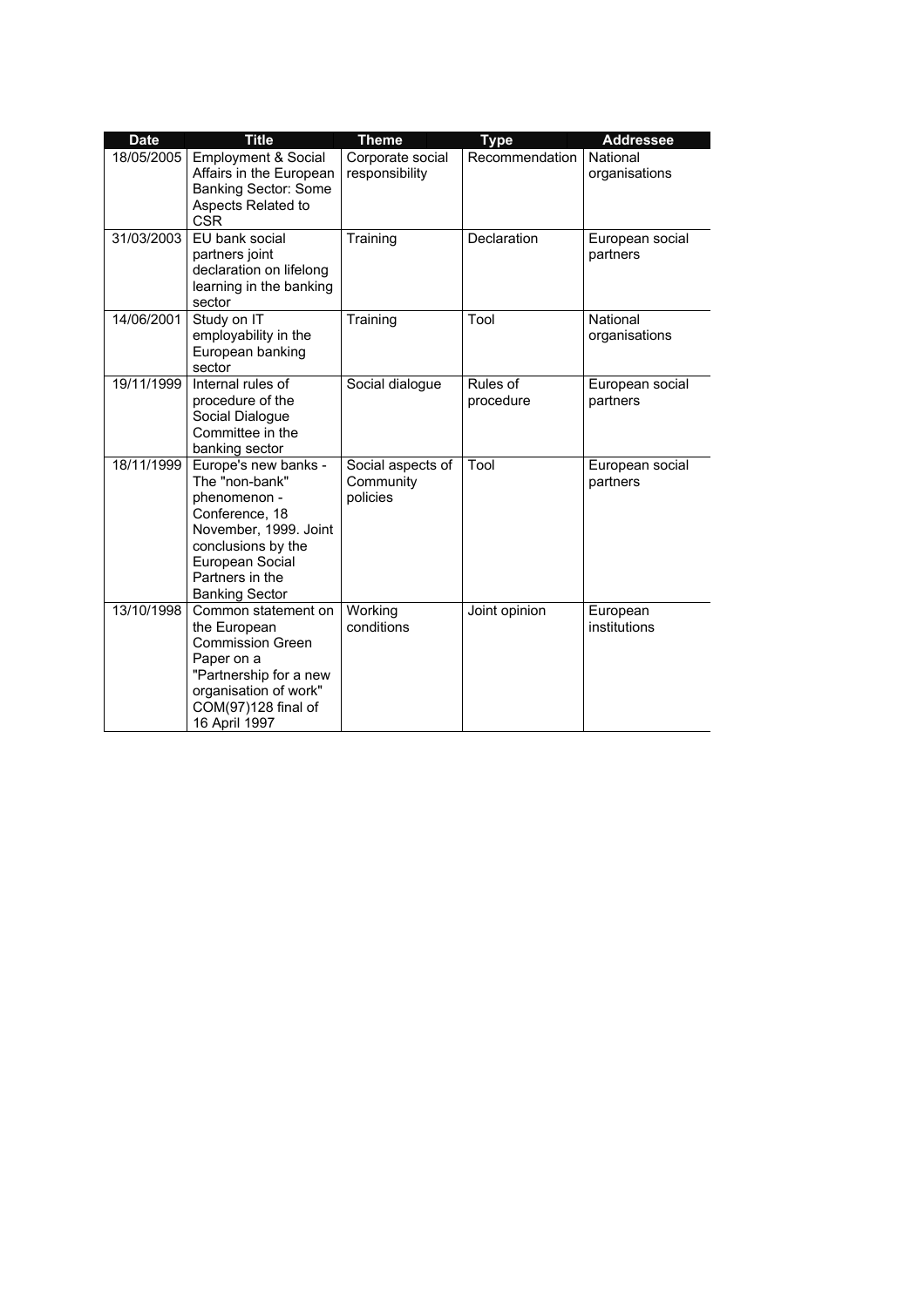| Date | Title | Theme | Type | Addressee |
| --- | --- | --- | --- | --- |
| 18/05/2005 | Employment & Social Affairs in the European Banking Sector: Some Aspects Related to CSR | Corporate social responsibility | Recommendation | National organisations |
| 31/03/2003 | EU bank social partners joint declaration on lifelong learning in the banking sector | Training | Declaration | European social partners |
| 14/06/2001 | Study on IT employability in the European banking sector | Training | Tool | National organisations |
| 19/11/1999 | Internal rules of procedure of the Social Dialogue Committee in the banking sector | Social dialogue | Rules of procedure | European social partners |
| 18/11/1999 | Europe's new banks - The "non-bank" phenomenon - Conference, 18 November, 1999. Joint conclusions by the European Social Partners in the Banking Sector | Social aspects of Community policies | Tool | European social partners |
| 13/10/1998 | Common statement on the European Commission Green Paper on a "Partnership for a new organisation of work" COM(97)128 final of 16 April 1997 | Working conditions | Joint opinion | European institutions |